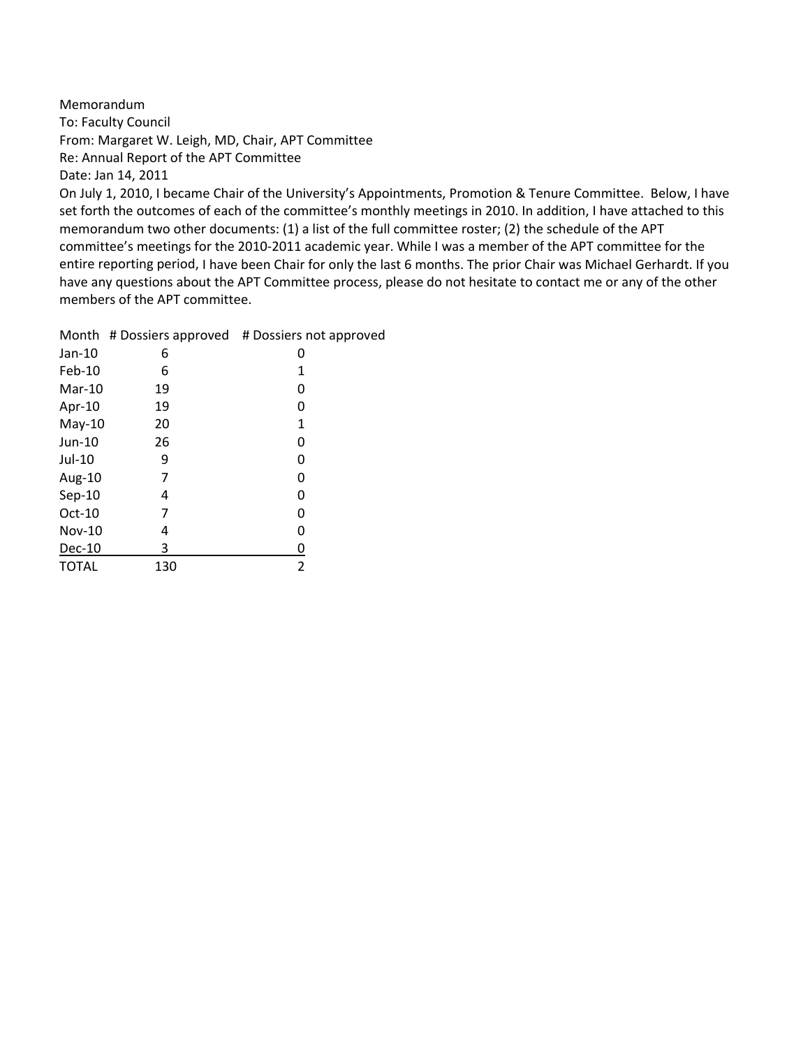Memorandum
To: Faculty Council
From: Margaret W. Leigh, MD, Chair, APT Committee
Re: Annual Report of the APT Committee
Date: Jan 14, 2011

On July 1, 2010, I became Chair of the University's Appointments, Promotion & Tenure Committee. Below, I have set forth the outcomes of each of the committee's monthly meetings in 2010. In addition, I have attached to this memorandum two other documents: (1) a list of the full committee roster; (2) the schedule of the APT committee's meetings for the 2010-2011 academic year. While I was a member of the APT committee for the entire reporting period, I have been Chair for only the last 6 months. The prior Chair was Michael Gerhardt. If you have any questions about the APT Committee process, please do not hesitate to contact me or any of the other members of the APT committee.

| Month | # Dossiers approved | # Dossiers not approved |
|---|---|---|
| Jan-10 | 6 | 0 |
| Feb-10 | 6 | 1 |
| Mar-10 | 19 | 0 |
| Apr-10 | 19 | 0 |
| May-10 | 20 | 1 |
| Jun-10 | 26 | 0 |
| Jul-10 | 9 | 0 |
| Aug-10 | 7 | 0 |
| Sep-10 | 4 | 0 |
| Oct-10 | 7 | 0 |
| Nov-10 | 4 | 0 |
| Dec-10 | 3 | 0 |
| TOTAL | 130 | 2 |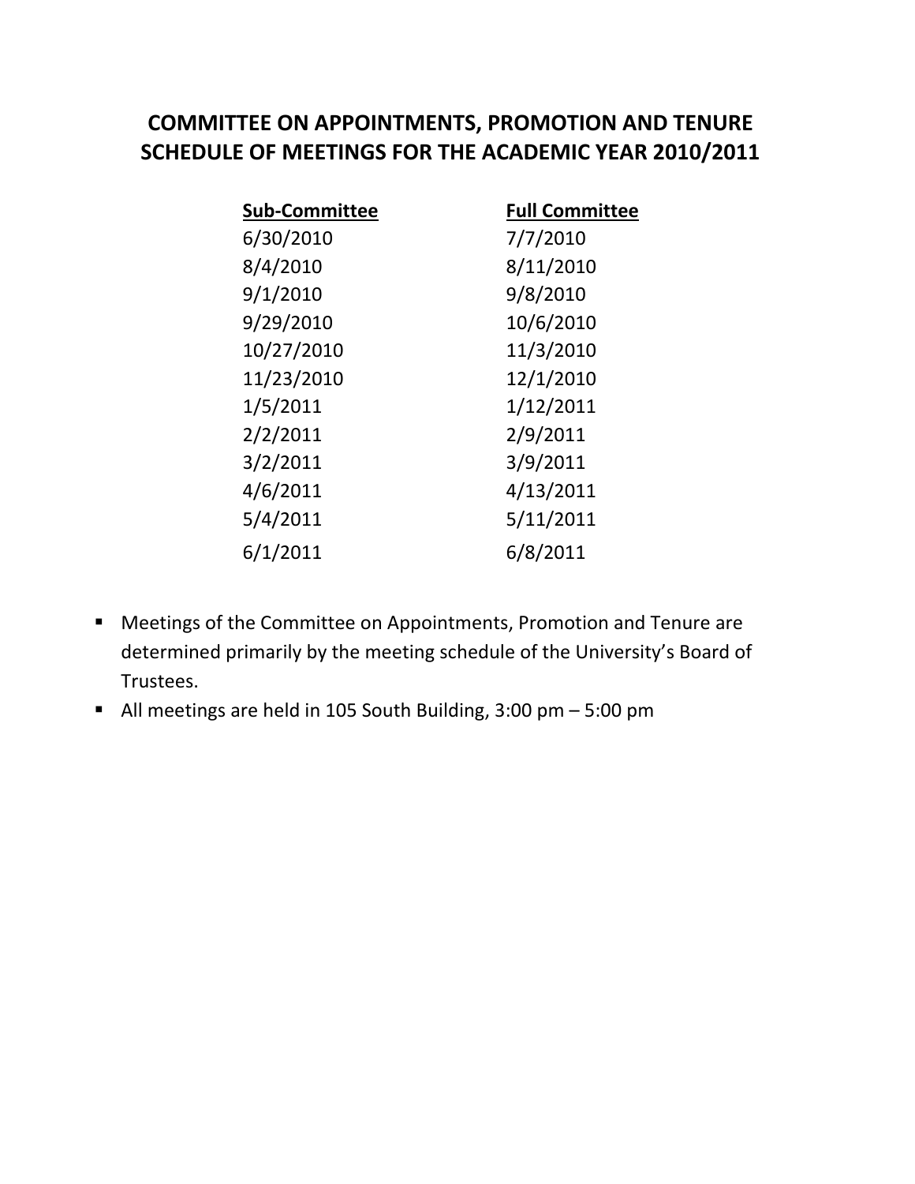# COMMITTEE ON APPOINTMENTS, PROMOTION AND TENURE SCHEDULE OF MEETINGS FOR THE ACADEMIC YEAR 2010/2011

| Sub-Committee | Full Committee |
|---|---|
| 6/30/2010 | 7/7/2010 |
| 8/4/2010 | 8/11/2010 |
| 9/1/2010 | 9/8/2010 |
| 9/29/2010 | 10/6/2010 |
| 10/27/2010 | 11/3/2010 |
| 11/23/2010 | 12/1/2010 |
| 1/5/2011 | 1/12/2011 |
| 2/2/2011 | 2/9/2011 |
| 3/2/2011 | 3/9/2011 |
| 4/6/2011 | 4/13/2011 |
| 5/4/2011 | 5/11/2011 |
| 6/1/2011 | 6/8/2011 |

- Meetings of the Committee on Appointments, Promotion and Tenure are determined primarily by the meeting schedule of the University's Board of Trustees.
- All meetings are held in 105 South Building, 3:00 pm – 5:00 pm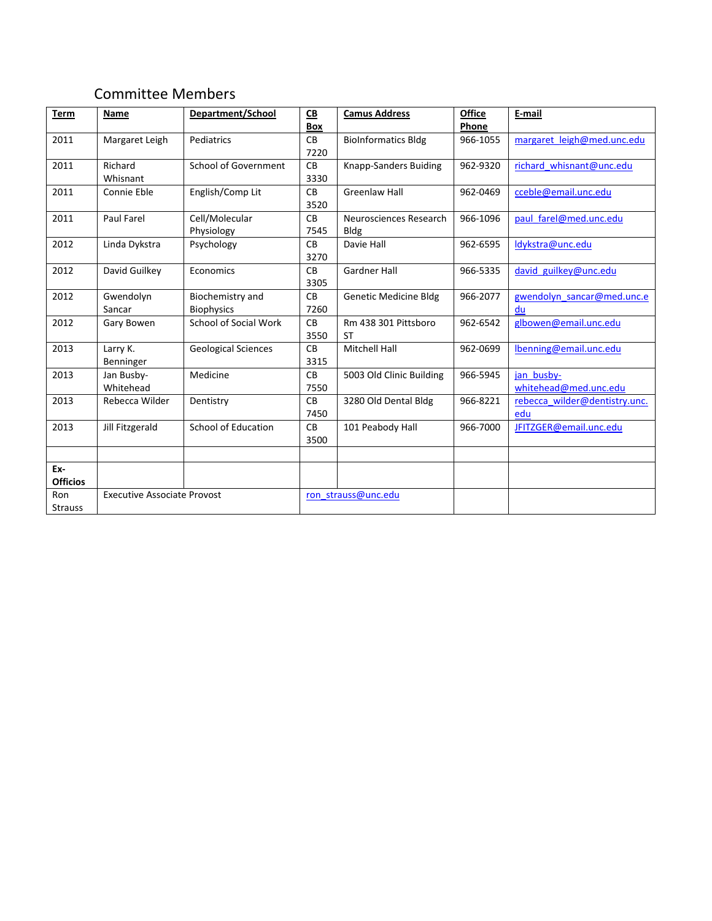## Committee Members

| Term | Name | Department/School | CB Box | Camus Address | Office Phone | E-mail |
|---|---|---|---|---|---|---|
| 2011 | Margaret Leigh | Pediatrics | CB 7220 | BioInformatics Bldg | 966-1055 | margaret_leigh@med.unc.edu |
| 2011 | Richard Whisnant | School of Government | CB 3330 | Knapp-Sanders Buiding | 962-9320 | richard_whisnant@unc.edu |
| 2011 | Connie Eble | English/Comp Lit | CB 3520 | Greenlaw Hall | 962-0469 | cceble@email.unc.edu |
| 2011 | Paul Farel | Cell/Molecular Physiology | CB 7545 | Neurosciences Research Bldg | 966-1096 | paul_farel@med.unc.edu |
| 2012 | Linda Dykstra | Psychology | CB 3270 | Davie Hall | 962-6595 | ldykstra@unc.edu |
| 2012 | David Guilkey | Economics | CB 3305 | Gardner Hall | 966-5335 | david_guilkey@unc.edu |
| 2012 | Gwendolyn Sancar | Biochemistry and Biophysics | CB 7260 | Genetic Medicine Bldg | 966-2077 | gwendolyn_sancar@med.unc.edu |
| 2012 | Gary Bowen | School of Social Work | CB 3550 | Rm 438 301 Pittsboro ST | 962-6542 | glbowen@email.unc.edu |
| 2013 | Larry K. Benninger | Geological Sciences | CB 3315 | Mitchell Hall | 962-0699 | lbenning@email.unc.edu |
| 2013 | Jan Busby-Whitehead | Medicine | CB 7550 | 5003 Old Clinic Building | 966-5945 | jan_busby-whitehead@med.unc.edu |
| 2013 | Rebecca Wilder | Dentistry | CB 7450 | 3280 Old Dental Bldg | 966-8221 | rebecca_wilder@dentistry.unc.edu |
| 2013 | Jill Fitzgerald | School of Education | CB 3500 | 101 Peabody Hall | 966-7000 | JFITZGER@email.unc.edu |
| | | | | | | |
| **Ex-Officios** | | | | | | |
| Ron Strauss | Executive Associate Provost | | ron_strauss@unc.edu | | | |